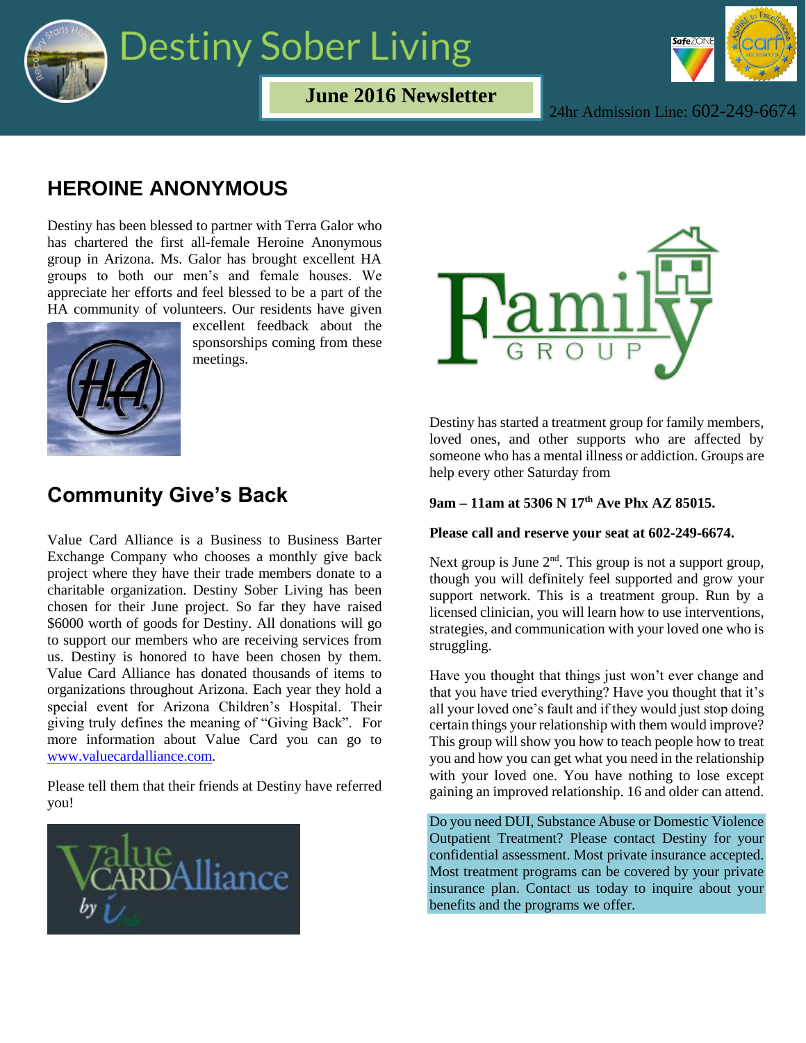# Destiny Sober Living

**June 2016 Newsletter**

24hr Admission Line: 602-249-6674

## HEROINE ANONYMOUS

Destiny has been blessed to partner with Terra Galor who has chartered the first all-female Heroine Anonymous group in Arizona. Ms. Galor has brought excellent HA groups to both our men's and female houses. We appreciate her efforts and feel blessed to be a part of the HA community of volunteers. Our residents have given excellent feedback about the sponsorships coming from these meetings.

## Community Give's Back

Value Card Alliance is a Business to Business Barter Exchange Company who chooses a monthly give back project where they have their trade members donate to a charitable organization. Destiny Sober Living has been chosen for their June project. So far they have raised $6000 worth of goods for Destiny. All donations will go to support our members who are receiving services from us. Destiny is honored to have been chosen by them. Value Card Alliance has donated thousands of items to organizations throughout Arizona. Each year they hold a special event for Arizona Children's Hospital. Their giving truly defines the meaning of "Giving Back". For more information about Value Card you can go to www.valuecardalliance.com.

Please tell them that their friends at Destiny have referred you!

## Family Group

Destiny has started a treatment group for family members, loved ones, and other supports who are affected by someone who has a mental illness or addiction. Groups are help every other Saturday from

**9am – 11am at 5306 N 17th Ave Phx AZ 85015.**

**Please call and reserve your seat at 602-249-6674.**

Next group is June 2nd. This group is not a support group, though you will definitely feel supported and grow your support network. This is a treatment group. Run by a licensed clinician, you will learn how to use interventions, strategies, and communication with your loved one who is struggling.

Have you thought that things just won't ever change and that you have tried everything? Have you thought that it's all your loved one's fault and if they would just stop doing certain things your relationship with them would improve? This group will show you how to teach people how to treat you and how you can get what you need in the relationship with your loved one. You have nothing to lose except gaining an improved relationship. 16 and older can attend.

Do you need DUI, Substance Abuse or Domestic Violence Outpatient Treatment? Please contact Destiny for your confidential assessment. Most private insurance accepted. Most treatment programs can be covered by your private insurance plan. Contact us today to inquire about your benefits and the programs we offer.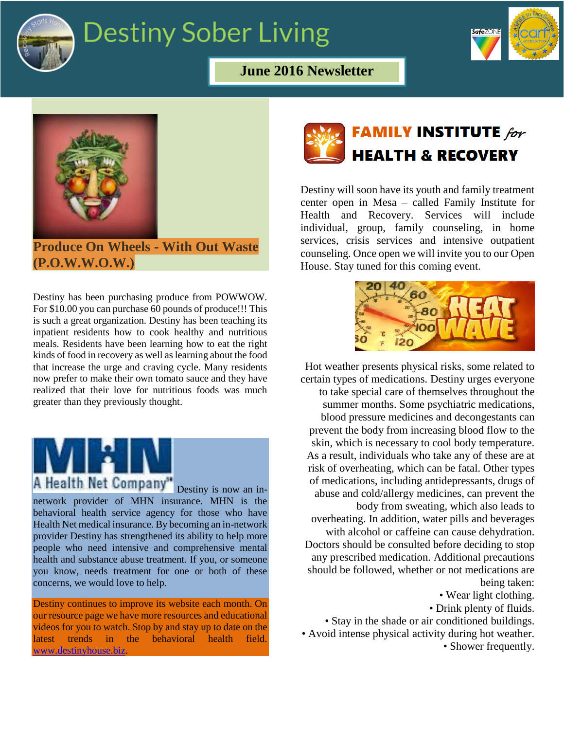# Destiny Sober Living

**June 2016 Newsletter**

## Produce On Wheels - With Out Waste (P.O.W.W.O.W.)

Destiny has been purchasing produce from POWWOW. For $10.00 you can purchase 60 pounds of produce!!! This is such a great organization. Destiny has been teaching its inpatient residents how to cook healthy and nutritious meals. Residents have been learning how to eat the right kinds of food in recovery as well as learning about the food that increase the urge and craving cycle. Many residents now prefer to make their own tomato sauce and they have realized that their love for nutritious foods was much greater than they previously thought.

MHN A Health Net Company

Destiny is now an in-network provider of MHN insurance. MHN is the behavioral health service agency for those who have Health Net medical insurance. By becoming an in-network provider Destiny has strengthened its ability to help more people who need intensive and comprehensive mental health and substance abuse treatment. If you, or someone you know, needs treatment for one or both of these concerns, we would love to help.

Destiny continues to improve its website each month. On our resource page we have more resources and educational videos for you to watch. Stop by and stay up to date on the latest trends in the behavioral health field. www.destinyhouse.biz.

## FAMILY INSTITUTE *for* HEALTH & RECOVERY

Destiny will soon have its youth and family treatment center open in Mesa – called Family Institute for Health and Recovery. Services will include individual, group, family counseling, in home services, crisis services and intensive outpatient counseling. Once open we will invite you to our Open House. Stay tuned for this coming event.

## HEAT WAVE

Hot weather presents physical risks, some related to certain types of medications. Destiny urges everyone to take special care of themselves throughout the summer months. Some psychiatric medications, blood pressure medicines and decongestants can prevent the body from increasing blood flow to the skin, which is necessary to cool body temperature. As a result, individuals who take any of these are at risk of overheating, which can be fatal. Other types of medications, including antidepressants, drugs of abuse and cold/allergy medicines, can prevent the body from sweating, which also leads to overheating. In addition, water pills and beverages with alcohol or caffeine can cause dehydration. Doctors should be consulted before deciding to stop any prescribed medication. Additional precautions should be followed, whether or not medications are being taken:

- Wear light clothing.
- Drink plenty of fluids.
- Stay in the shade or air conditioned buildings.
- Avoid intense physical activity during hot weather.
- Shower frequently.